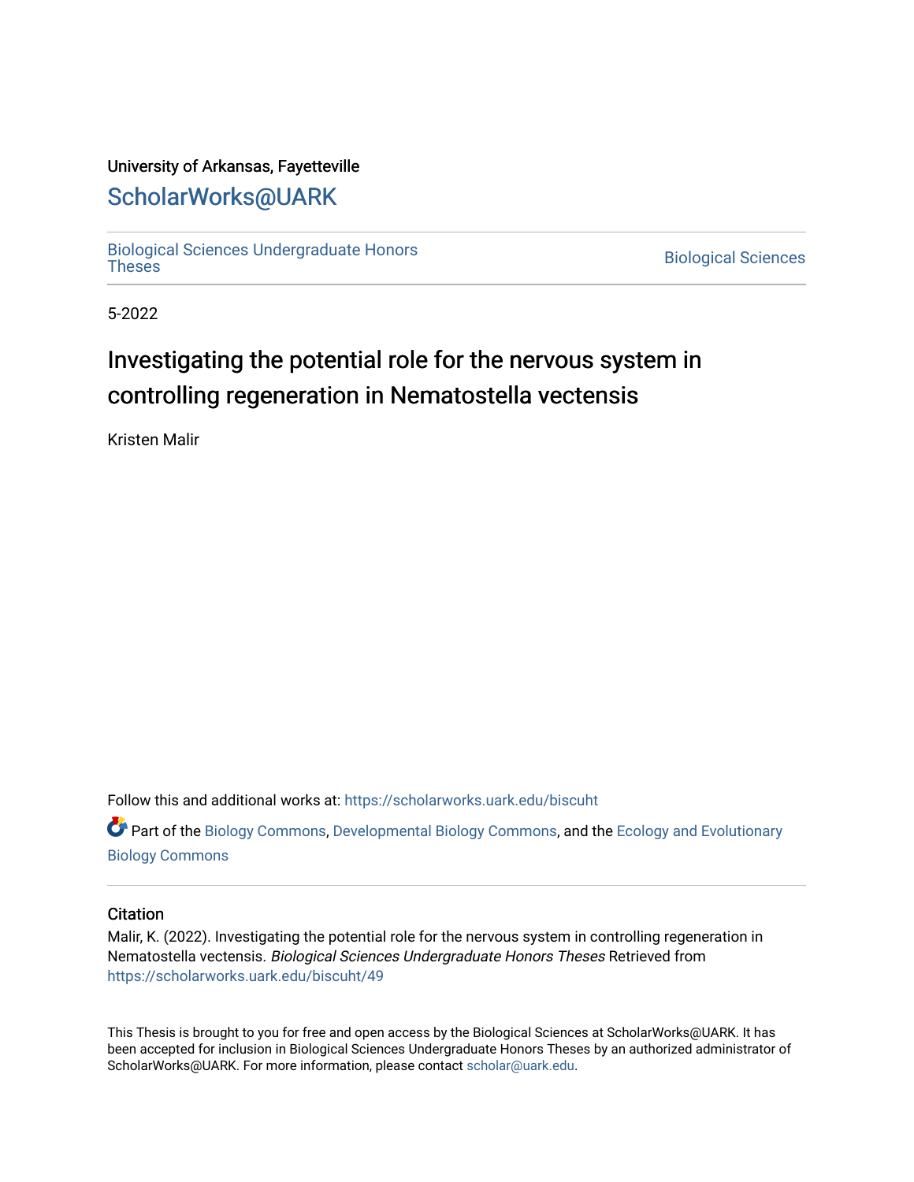University of Arkansas, Fayetteville

# ScholarWorks@UARK

Biological Sciences Undergraduate Honors Theses

Biological Sciences

5-2022

# Investigating the potential role for the nervous system in controlling regeneration in Nematostella vectensis

Kristen Malir

Follow this and additional works at: https://scholarworks.uark.edu/biscuht

Part of the Biology Commons, Developmental Biology Commons, and the Ecology and Evolutionary Biology Commons

## Citation

Malir, K. (2022). Investigating the potential role for the nervous system in controlling regeneration in Nematostella vectensis. *Biological Sciences Undergraduate Honors Theses* Retrieved from https://scholarworks.uark.edu/biscuht/49

This Thesis is brought to you for free and open access by the Biological Sciences at ScholarWorks@UARK. It has been accepted for inclusion in Biological Sciences Undergraduate Honors Theses by an authorized administrator of ScholarWorks@UARK. For more information, please contact scholar@uark.edu.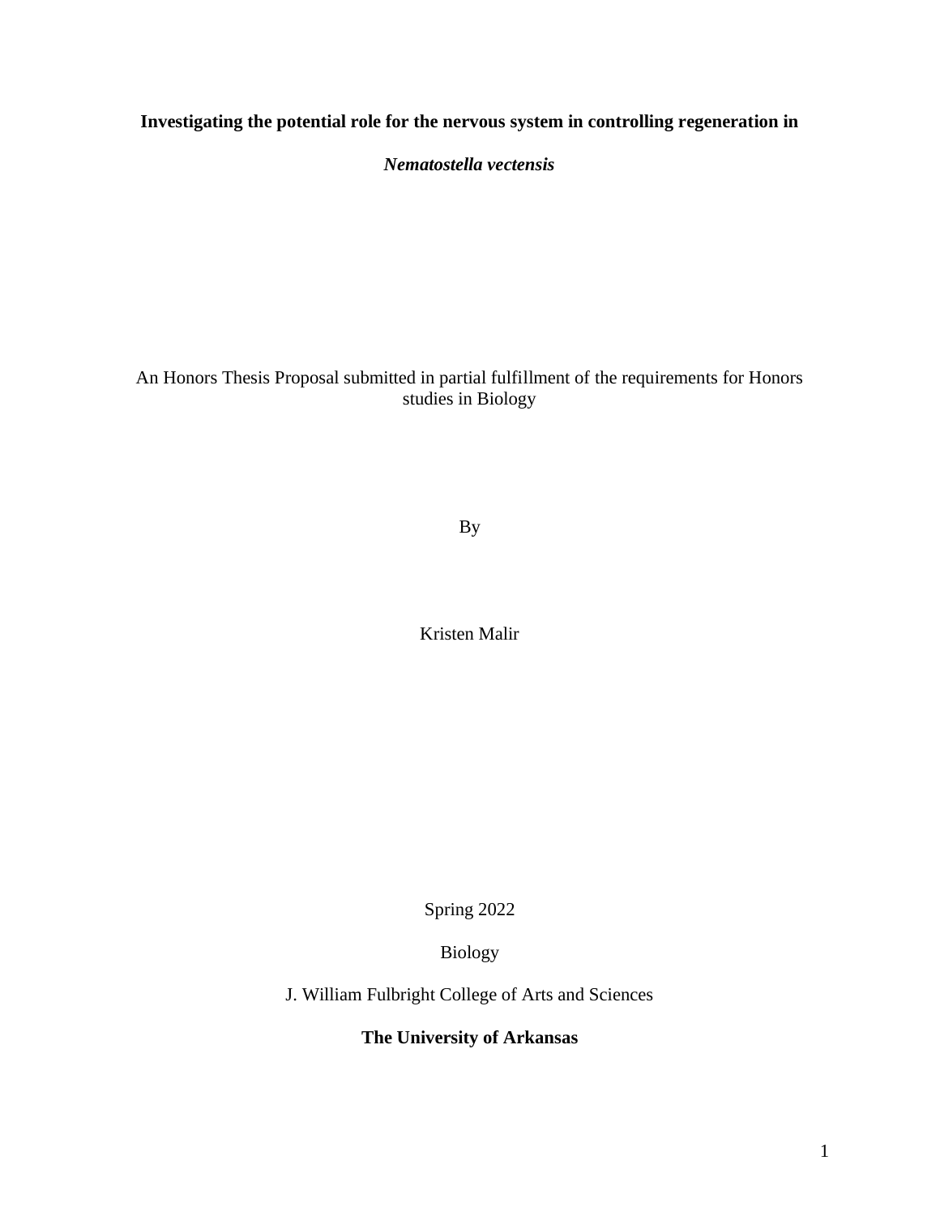**Investigating the potential role for the nervous system in controlling regeneration in**

***Nematostella vectensis***

An Honors Thesis Proposal submitted in partial fulfillment of the requirements for Honors studies in Biology

By

Kristen Malir

Spring 2022

Biology

J. William Fulbright College of Arts and Sciences

**The University of Arkansas**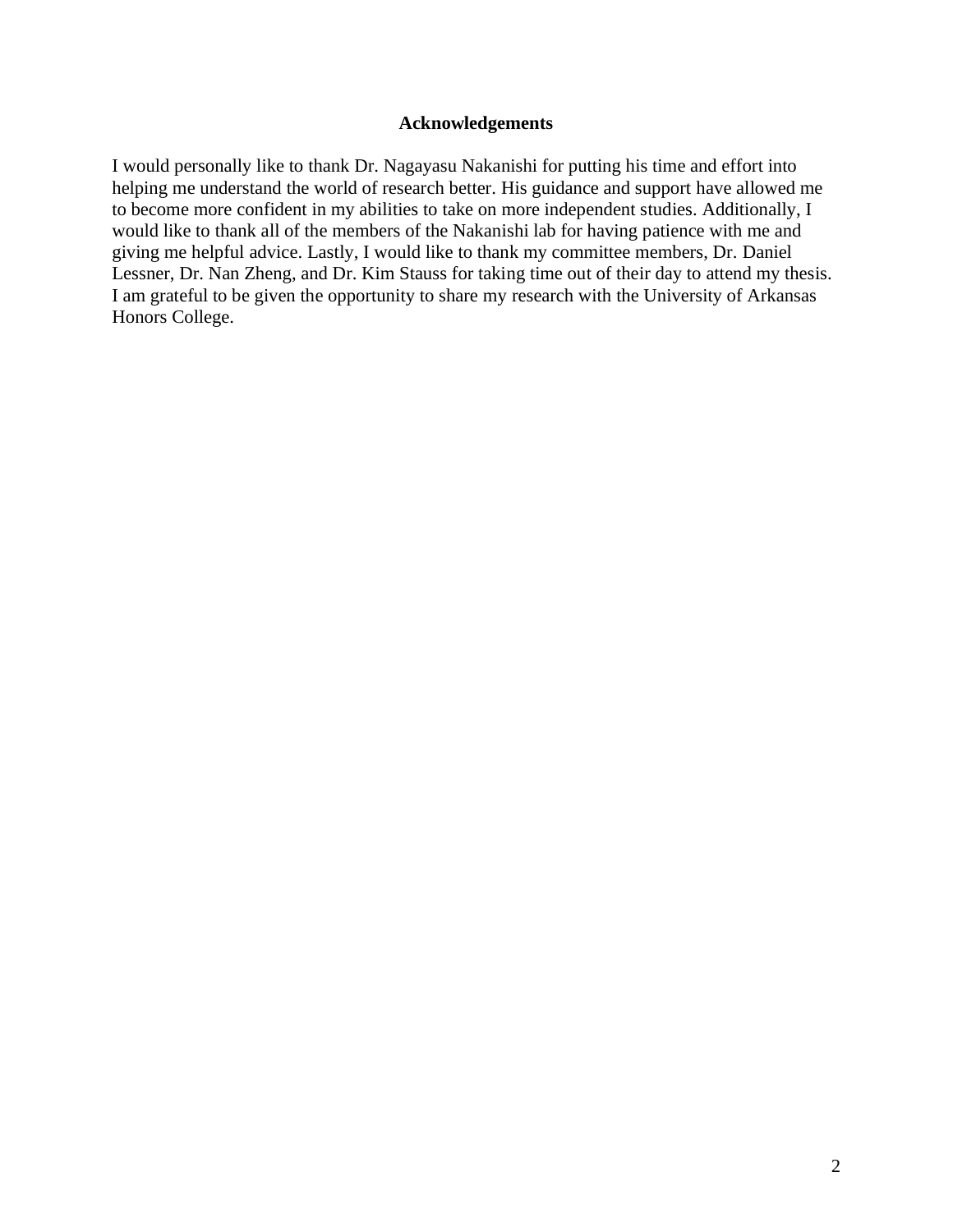## Acknowledgements

I would personally like to thank Dr. Nagayasu Nakanishi for putting his time and effort into helping me understand the world of research better. His guidance and support have allowed me to become more confident in my abilities to take on more independent studies. Additionally, I would like to thank all of the members of the Nakanishi lab for having patience with me and giving me helpful advice. Lastly, I would like to thank my committee members, Dr. Daniel Lessner, Dr. Nan Zheng, and Dr. Kim Stauss for taking time out of their day to attend my thesis. I am grateful to be given the opportunity to share my research with the University of Arkansas Honors College.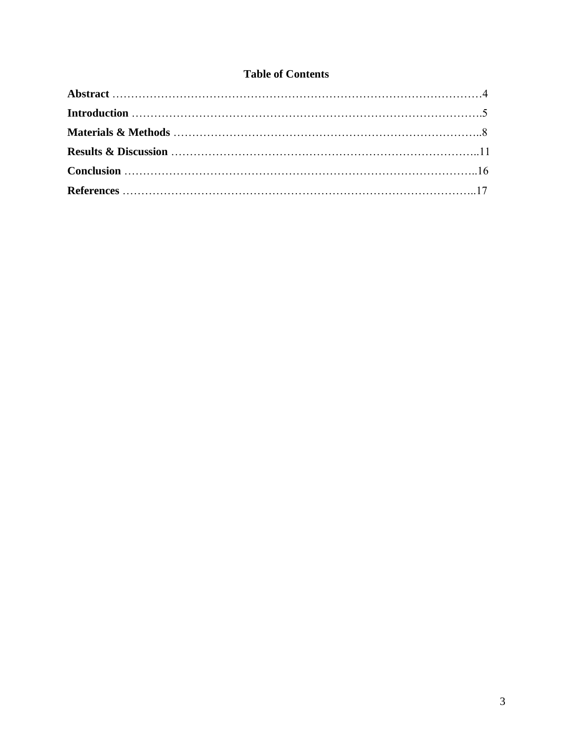## Table of Contents

**Abstract** ……………………………………………………………………………………4

**Introduction** ………………………………………………………………………………5

**Materials & Methods** ……………………………………………………………………..8

**Results & Discussion** ……………………………………………………………………..11

**Conclusion** ………………………………………………………………………………..16

**References** ………………………………………………………………………………..17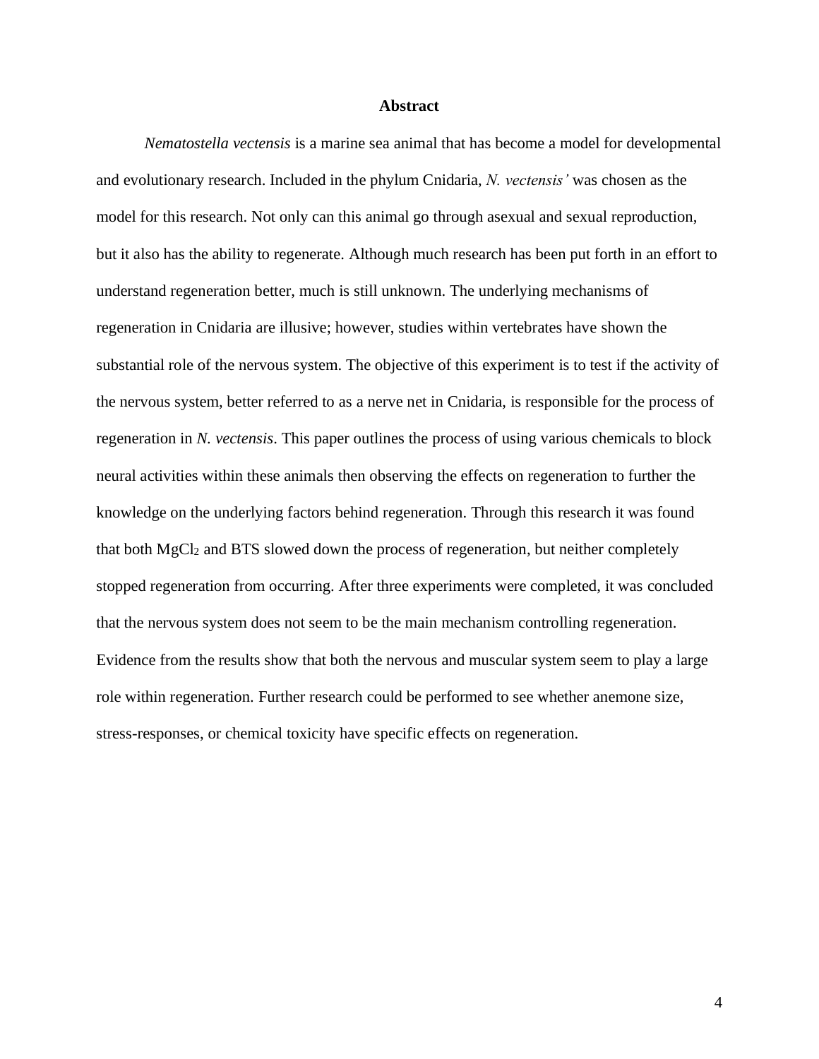# Abstract

*Nematostella vectensis* is a marine sea animal that has become a model for developmental and evolutionary research. Included in the phylum Cnidaria, *N. vectensis'* was chosen as the model for this research. Not only can this animal go through asexual and sexual reproduction, but it also has the ability to regenerate. Although much research has been put forth in an effort to understand regeneration better, much is still unknown. The underlying mechanisms of regeneration in Cnidaria are illusive; however, studies within vertebrates have shown the substantial role of the nervous system. The objective of this experiment is to test if the activity of the nervous system, better referred to as a nerve net in Cnidaria, is responsible for the process of regeneration in *N. vectensis*. This paper outlines the process of using various chemicals to block neural activities within these animals then observing the effects on regeneration to further the knowledge on the underlying factors behind regeneration. Through this research it was found that both $MgCl_2$ and BTS slowed down the process of regeneration, but neither completely stopped regeneration from occurring. After three experiments were completed, it was concluded that the nervous system does not seem to be the main mechanism controlling regeneration. Evidence from the results show that both the nervous and muscular system seem to play a large role within regeneration. Further research could be performed to see whether anemone size, stress-responses, or chemical toxicity have specific effects on regeneration.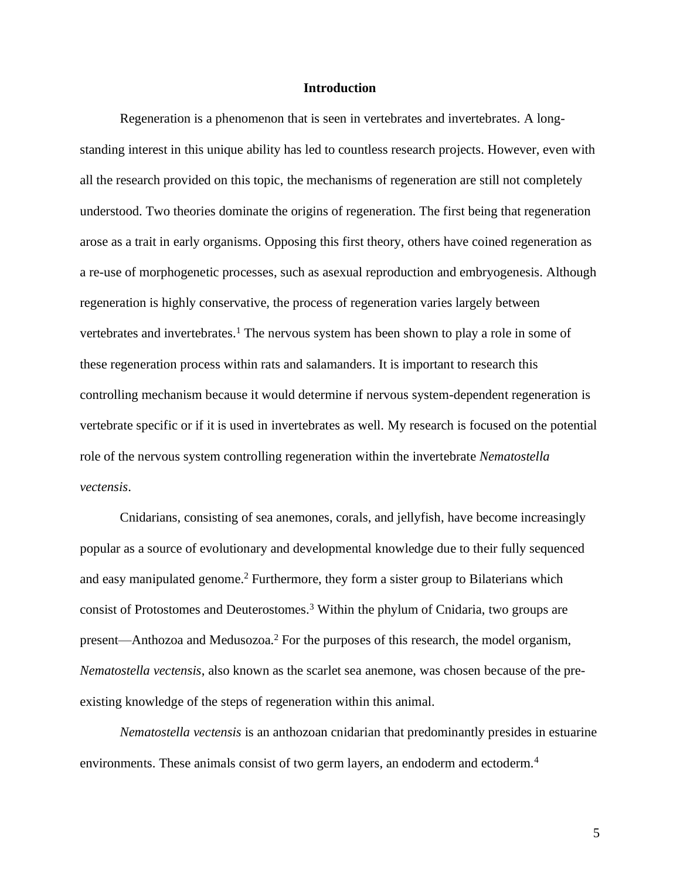## Introduction

Regeneration is a phenomenon that is seen in vertebrates and invertebrates. A long-standing interest in this unique ability has led to countless research projects. However, even with all the research provided on this topic, the mechanisms of regeneration are still not completely understood. Two theories dominate the origins of regeneration. The first being that regeneration arose as a trait in early organisms. Opposing this first theory, others have coined regeneration as a re-use of morphogenetic processes, such as asexual reproduction and embryogenesis. Although regeneration is highly conservative, the process of regeneration varies largely between vertebrates and invertebrates.[1] The nervous system has been shown to play a role in some of these regeneration process within rats and salamanders. It is important to research this controlling mechanism because it would determine if nervous system-dependent regeneration is vertebrate specific or if it is used in invertebrates as well. My research is focused on the potential role of the nervous system controlling regeneration within the invertebrate *Nematostella vectensis*.

Cnidarians, consisting of sea anemones, corals, and jellyfish, have become increasingly popular as a source of evolutionary and developmental knowledge due to their fully sequenced and easy manipulated genome.[2] Furthermore, they form a sister group to Bilaterians which consist of Protostomes and Deuterostomes.[3] Within the phylum of Cnidaria, two groups are present—Anthozoa and Medusozoa.[2] For the purposes of this research, the model organism, *Nematostella vectensis*, also known as the scarlet sea anemone, was chosen because of the pre-existing knowledge of the steps of regeneration within this animal.

*Nematostella vectensis* is an anthozoan cnidarian that predominantly presides in estuarine environments. These animals consist of two germ layers, an endoderm and ectoderm.[4]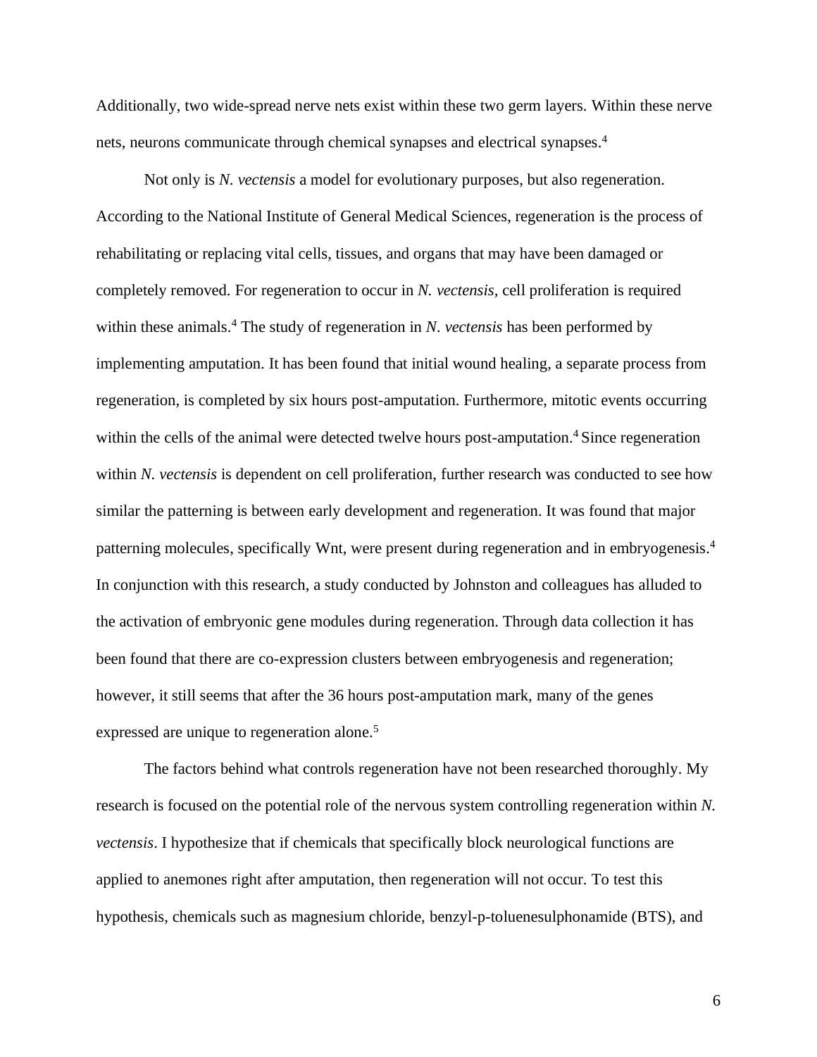Additionally, two wide-spread nerve nets exist within these two germ layers. Within these nerve nets, neurons communicate through chemical synapses and electrical synapses.[4]

Not only is *N. vectensis* a model for evolutionary purposes, but also regeneration. According to the National Institute of General Medical Sciences, regeneration is the process of rehabilitating or replacing vital cells, tissues, and organs that may have been damaged or completely removed. For regeneration to occur in *N. vectensis,* cell proliferation is required within these animals.[4] The study of regeneration in *N. vectensis* has been performed by implementing amputation. It has been found that initial wound healing, a separate process from regeneration, is completed by six hours post-amputation. Furthermore, mitotic events occurring within the cells of the animal were detected twelve hours post-amputation.[4] Since regeneration within *N. vectensis* is dependent on cell proliferation, further research was conducted to see how similar the patterning is between early development and regeneration. It was found that major patterning molecules, specifically Wnt, were present during regeneration and in embryogenesis.[4] In conjunction with this research, a study conducted by Johnston and colleagues has alluded to the activation of embryonic gene modules during regeneration. Through data collection it has been found that there are co-expression clusters between embryogenesis and regeneration; however, it still seems that after the 36 hours post-amputation mark, many of the genes expressed are unique to regeneration alone.[5]

The factors behind what controls regeneration have not been researched thoroughly. My research is focused on the potential role of the nervous system controlling regeneration within *N. vectensis*. I hypothesize that if chemicals that specifically block neurological functions are applied to anemones right after amputation, then regeneration will not occur. To test this hypothesis, chemicals such as magnesium chloride, benzyl-p-toluenesulphonamide (BTS), and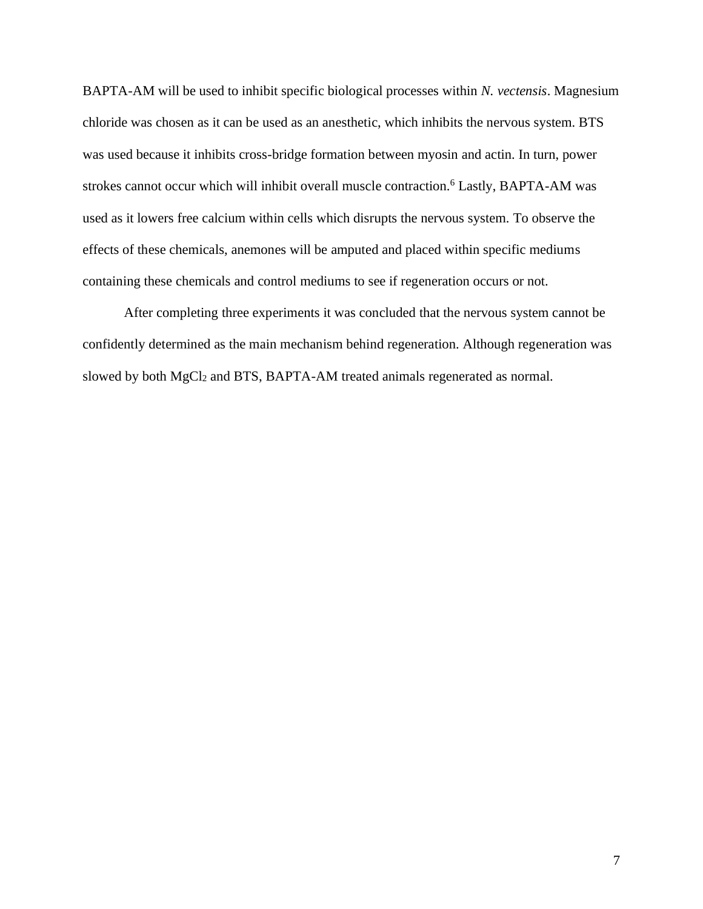BAPTA-AM will be used to inhibit specific biological processes within *N. vectensis*. Magnesium chloride was chosen as it can be used as an anesthetic, which inhibits the nervous system. BTS was used because it inhibits cross-bridge formation between myosin and actin. In turn, power strokes cannot occur which will inhibit overall muscle contraction.[6] Lastly, BAPTA-AM was used as it lowers free calcium within cells which disrupts the nervous system. To observe the effects of these chemicals, anemones will be amputed and placed within specific mediums containing these chemicals and control mediums to see if regeneration occurs or not.

After completing three experiments it was concluded that the nervous system cannot be confidently determined as the main mechanism behind regeneration. Although regeneration was slowed by both $MgCl_2$ and BTS, BAPTA-AM treated animals regenerated as normal.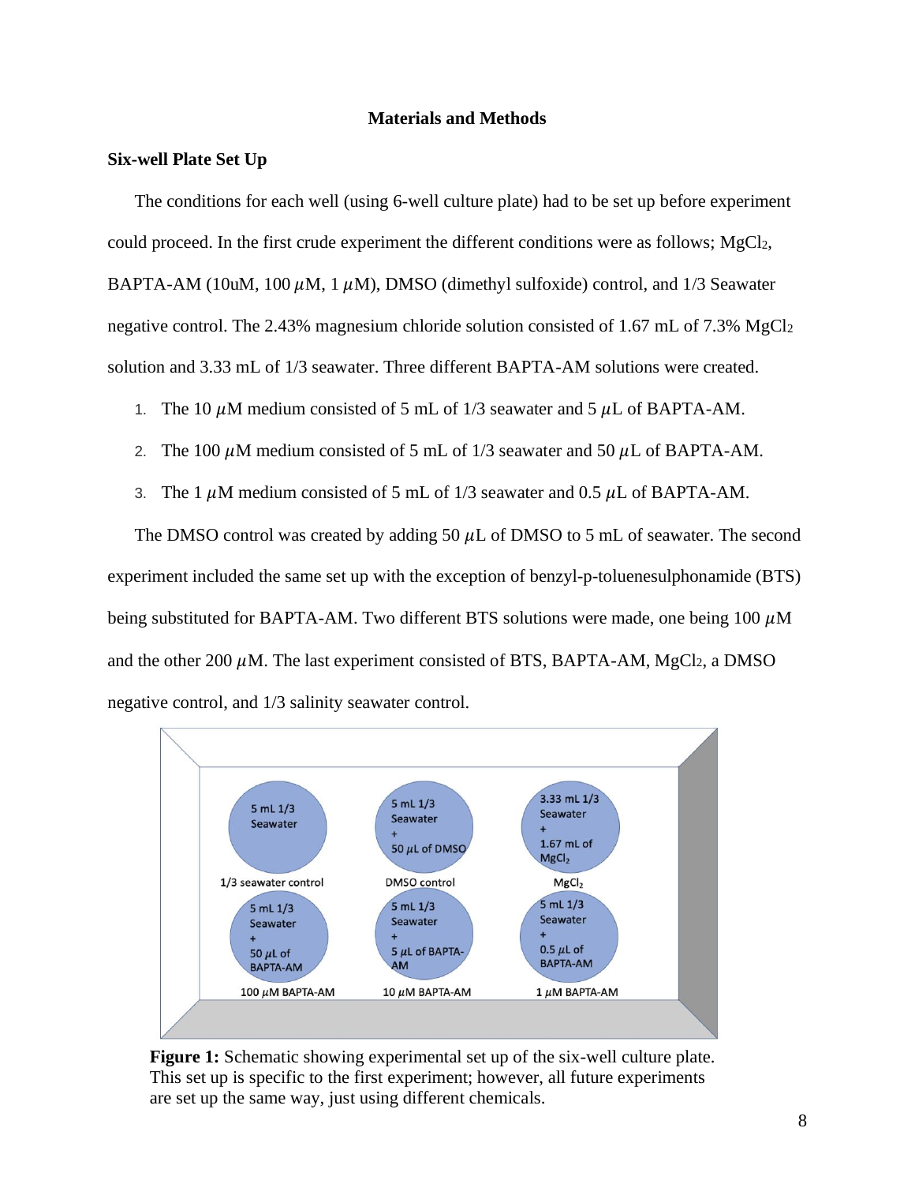## Materials and Methods

### Six-well Plate Set Up

The conditions for each well (using 6-well culture plate) had to be set up before experiment could proceed. In the first crude experiment the different conditions were as follows; $MgCl_2$, BAPTA-AM (10uM, 100 $\mu$M, 1 $\mu$M), DMSO (dimethyl sulfoxide) control, and 1/3 Seawater negative control. The 2.43% magnesium chloride solution consisted of 1.67 mL of 7.3% $MgCl_2$ solution and 3.33 mL of 1/3 seawater. Three different BAPTA-AM solutions were created.

1. The 10 $\mu$M medium consisted of 5 mL of 1/3 seawater and 5 $\mu$L of BAPTA-AM.
2. The 100 $\mu$M medium consisted of 5 mL of 1/3 seawater and 50 $\mu$L of BAPTA-AM.
3. The 1 $\mu$M medium consisted of 5 mL of 1/3 seawater and 0.5 $\mu$L of BAPTA-AM.

The DMSO control was created by adding 50 $\mu$L of DMSO to 5 mL of seawater. The second experiment included the same set up with the exception of benzyl-p-toluenesulphonamide (BTS) being substituted for BAPTA-AM. Two different BTS solutions were made, one being 100 $\mu$M and the other 200 $\mu$M. The last experiment consisted of BTS, BAPTA-AM, $MgCl_2$, a DMSO negative control, and 1/3 salinity seawater control.

5 mL 1/3 Seawater

1/3 seawater control

5 mL 1/3 Seawater + 50 $\mu$L of DMSO

DMSO control

3.33 mL 1/3 Seawater + 1.67 mL of $MgCl_2$

$MgCl_2$

5 mL 1/3 Seawater + 50 $\mu$L of BAPTA-AM

100 $\mu$M BAPTA-AM

5 mL 1/3 Seawater + 5 $\mu$L of BAPTA-AM

10 $\mu$M BAPTA-AM

5 mL 1/3 Seawater + 0.5 $\mu$L of BAPTA-AM

1 $\mu$M BAPTA-AM

**Figure 1:** Schematic showing experimental set up of the six-well culture plate. This set up is specific to the first experiment; however, all future experiments are set up the same way, just using different chemicals.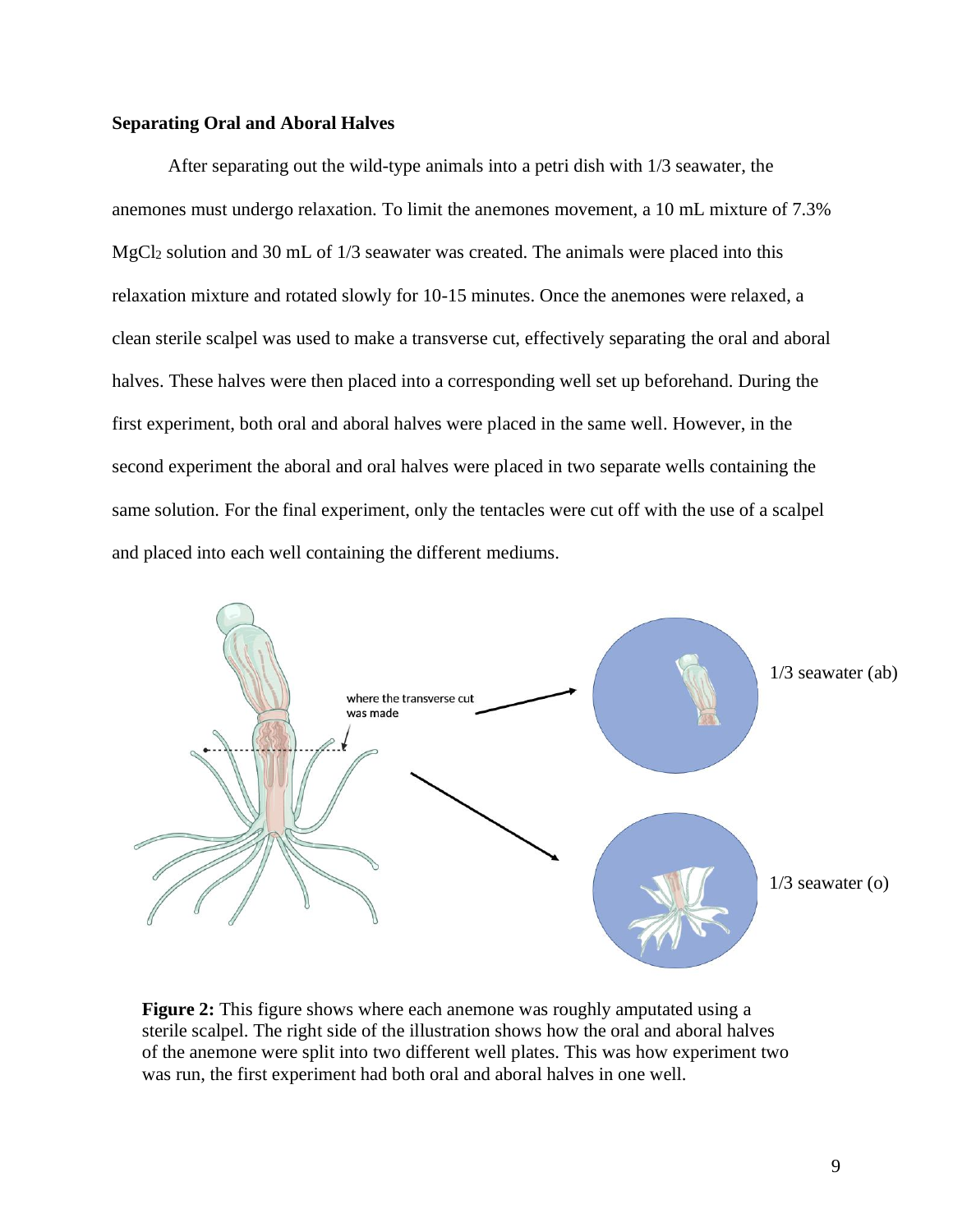### Separating Oral and Aboral Halves

After separating out the wild-type animals into a petri dish with 1/3 seawater, the anemones must undergo relaxation. To limit the anemones movement, a 10 mL mixture of 7.3% $MgCl_2$ solution and 30 mL of 1/3 seawater was created. The animals were placed into this relaxation mixture and rotated slowly for 10-15 minutes. Once the anemones were relaxed, a clean sterile scalpel was used to make a transverse cut, effectively separating the oral and aboral halves. These halves were then placed into a corresponding well set up beforehand. During the first experiment, both oral and aboral halves were placed in the same well. However, in the second experiment the aboral and oral halves were placed in two separate wells containing the same solution. For the final experiment, only the tentacles were cut off with the use of a scalpel and placed into each well containing the different mediums.

where the transverse cut was made

1/3 seawater (ab)

1/3 seawater (o)

**Figure 2:** This figure shows where each anemone was roughly amputated using a sterile scalpel. The right side of the illustration shows how the oral and aboral halves of the anemone were split into two different well plates. This was how experiment two was run, the first experiment had both oral and aboral halves in one well.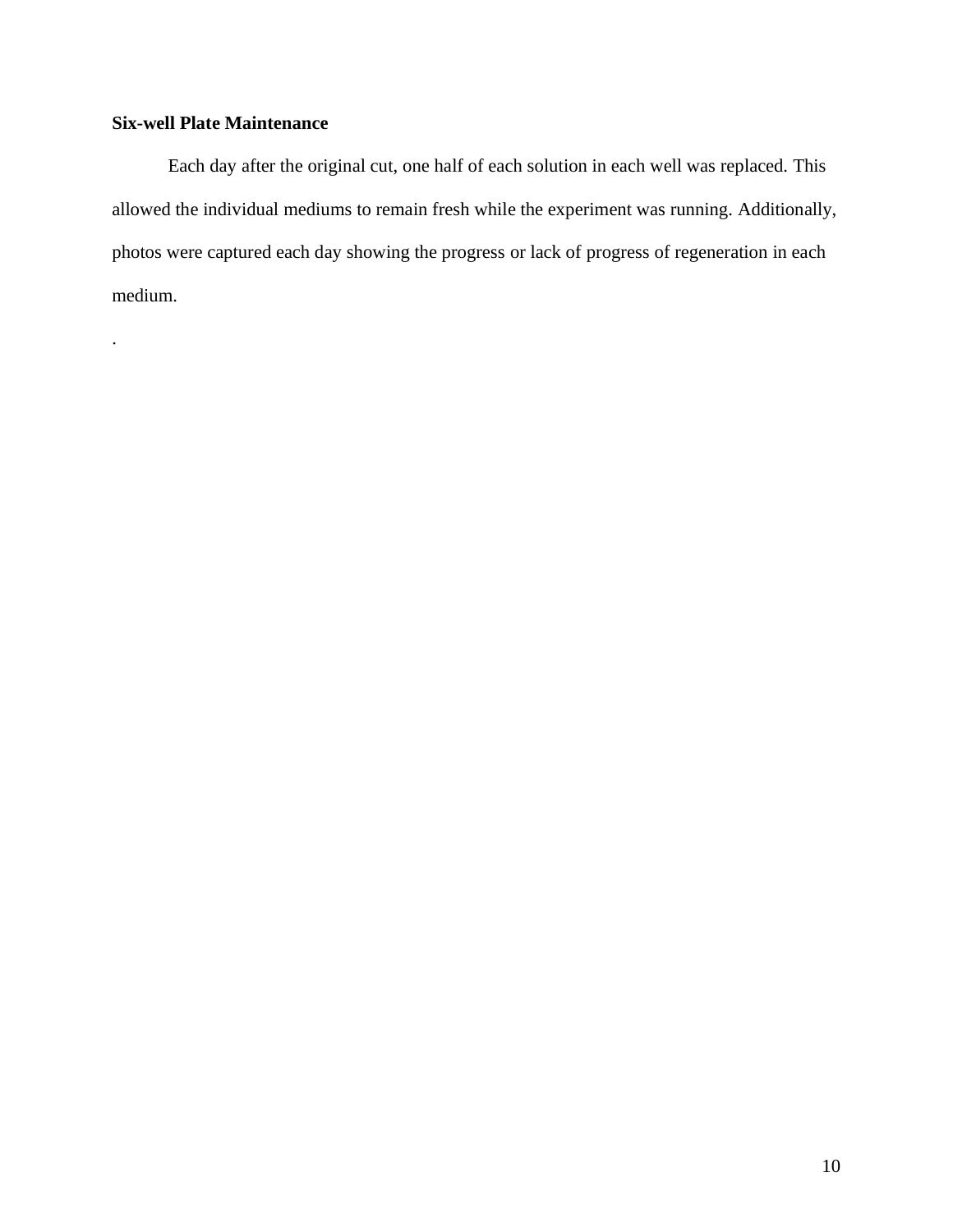**Six-well Plate Maintenance**

Each day after the original cut, one half of each solution in each well was replaced. This allowed the individual mediums to remain fresh while the experiment was running. Additionally, photos were captured each day showing the progress or lack of progress of regeneration in each medium.

.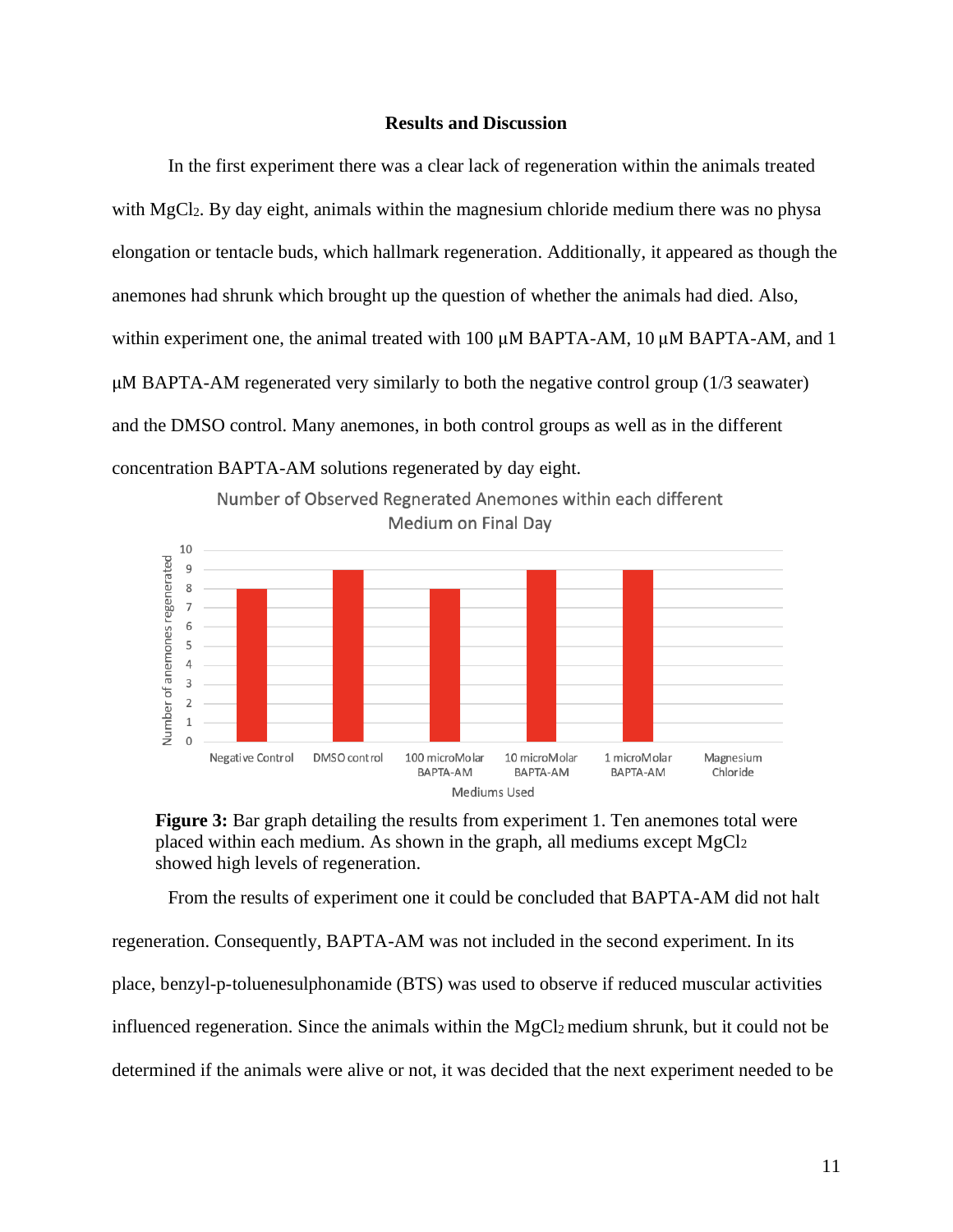**Results and Discussion**

In the first experiment there was a clear lack of regeneration within the animals treated with $MgCl_2$. By day eight, animals within the magnesium chloride medium there was no physa elongation or tentacle buds, which hallmark regeneration. Additionally, it appeared as though the anemones had shrunk which brought up the question of whether the animals had died. Also, within experiment one, the animal treated with 100 µM BAPTA-AM, 10 µM BAPTA-AM, and 1 µM BAPTA-AM regenerated very similarly to both the negative control group (1/3 seawater) and the DMSO control. Many anemones, in both control groups as well as in the different concentration BAPTA-AM solutions regenerated by day eight.

Number of Observed Regnerated Anemones within each different Medium on Final Day

Number of anemones regenerated

10
9
8
7
6
5
4
3
2
1
0

Negative Control
DMSO control
100 microMolar BAPTA-AM
10 microMolar BAPTA-AM
1 microMolar BAPTA-AM
Magnesium Chloride

Mediums Used

**Figure 3:** Bar graph detailing the results from experiment 1. Ten anemones total were placed within each medium. As shown in the graph, all mediums except $MgCl_2$ showed high levels of regeneration.

From the results of experiment one it could be concluded that BAPTA-AM did not halt regeneration. Consequently, BAPTA-AM was not included in the second experiment. In its place, benzyl-p-toluenesulphonamide (BTS) was used to observe if reduced muscular activities influenced regeneration. Since the animals within the $MgCl_2$ medium shrunk, but it could not be determined if the animals were alive or not, it was decided that the next experiment needed to be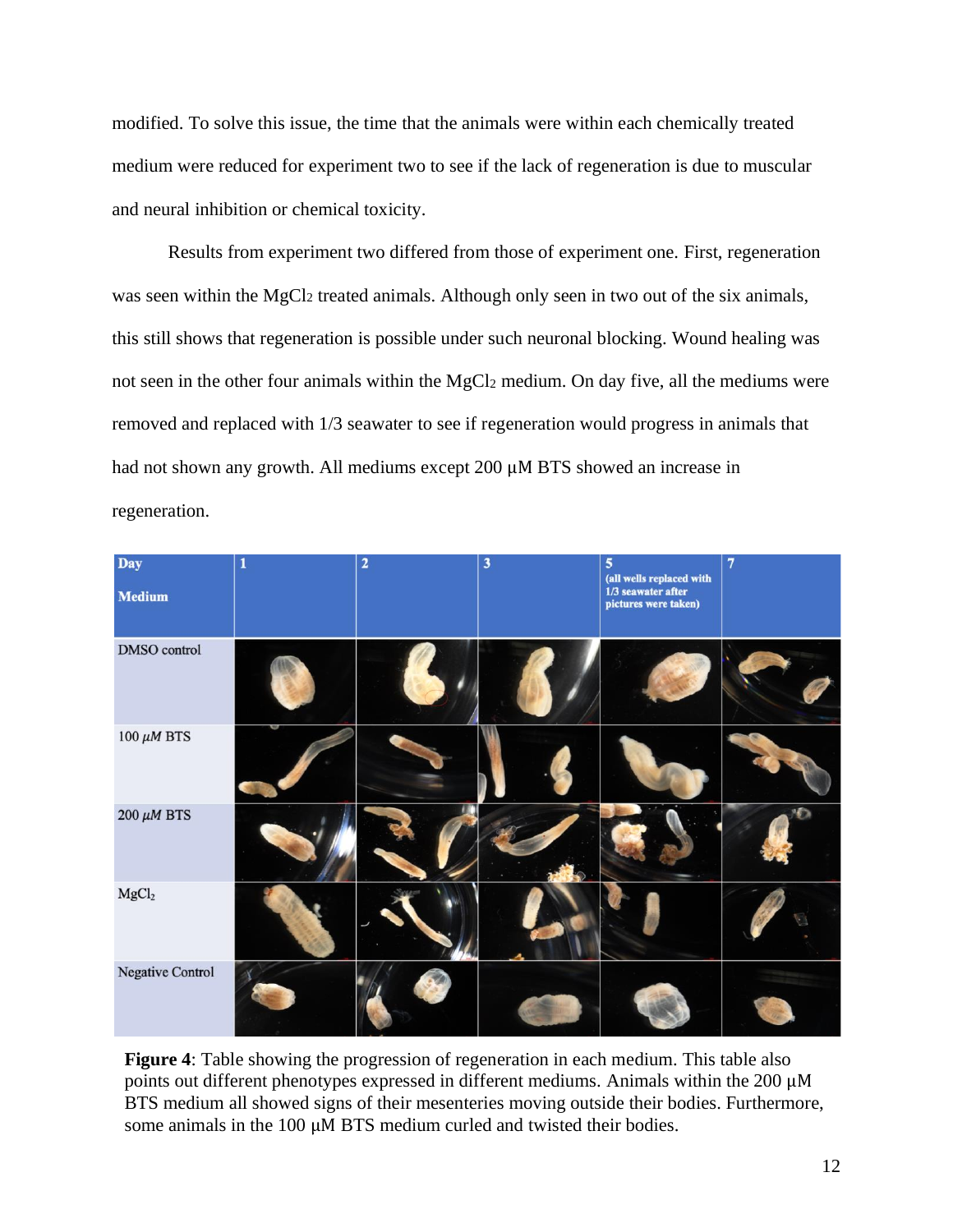modified. To solve this issue, the time that the animals were within each chemically treated medium were reduced for experiment two to see if the lack of regeneration is due to muscular and neural inhibition or chemical toxicity.

Results from experiment two differed from those of experiment one. First, regeneration was seen within the $MgCl_2$ treated animals. Although only seen in two out of the six animals, this still shows that regeneration is possible under such neuronal blocking. Wound healing was not seen in the other four animals within the $MgCl_2$ medium. On day five, all the mediums were removed and replaced with 1/3 seawater to see if regeneration would progress in animals that had not shown any growth. All mediums except 200 μM BTS showed an increase in regeneration.

| Day<br>Medium | 1 | 2 | 3 | 5<br>(all wells replaced with 1/3 seawater after pictures were taken) | 7 |
|---|---|---|---|---|---|
| DMSO control | | | | | |
| 100 $\mu M$ BTS | | | | | |
| 200 $\mu M$ BTS | | | | | |
| $MgCl_2$ | | | | | |
| Negative Control | | | | | |

**Figure 4**: Table showing the progression of regeneration in each medium. This table also points out different phenotypes expressed in different mediums. Animals within the 200 μM BTS medium all showed signs of their mesenteries moving outside their bodies. Furthermore, some animals in the 100 μM BTS medium curled and twisted their bodies.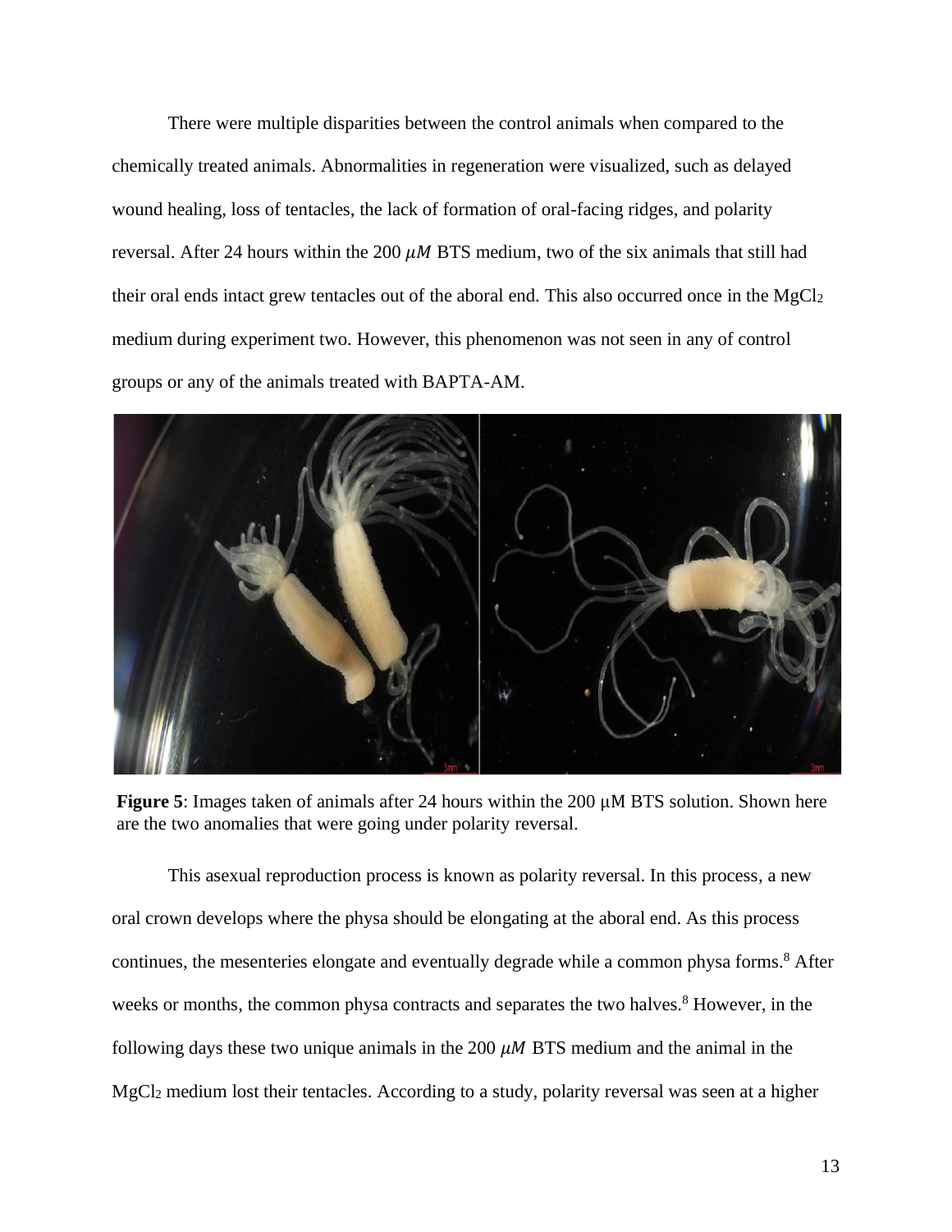There were multiple disparities between the control animals when compared to the chemically treated animals. Abnormalities in regeneration were visualized, such as delayed wound healing, loss of tentacles, the lack of formation of oral-facing ridges, and polarity reversal. After 24 hours within the 200 $\mu M$ BTS medium, two of the six animals that still had their oral ends intact grew tentacles out of the aboral end. This also occurred once in the $MgCl_2$ medium during experiment two. However, this phenomenon was not seen in any of control groups or any of the animals treated with BAPTA-AM.

**Figure 5**: Images taken of animals after 24 hours within the 200 μM BTS solution. Shown here are the two anomalies that were going under polarity reversal.

This asexual reproduction process is known as polarity reversal. In this process, a new oral crown develops where the physa should be elongating at the aboral end. As this process continues, the mesenteries elongate and eventually degrade while a common physa forms.[8] After weeks or months, the common physa contracts and separates the two halves.[8] However, in the following days these two unique animals in the 200 $\mu M$ BTS medium and the animal in the $MgCl_2$ medium lost their tentacles. According to a study, polarity reversal was seen at a higher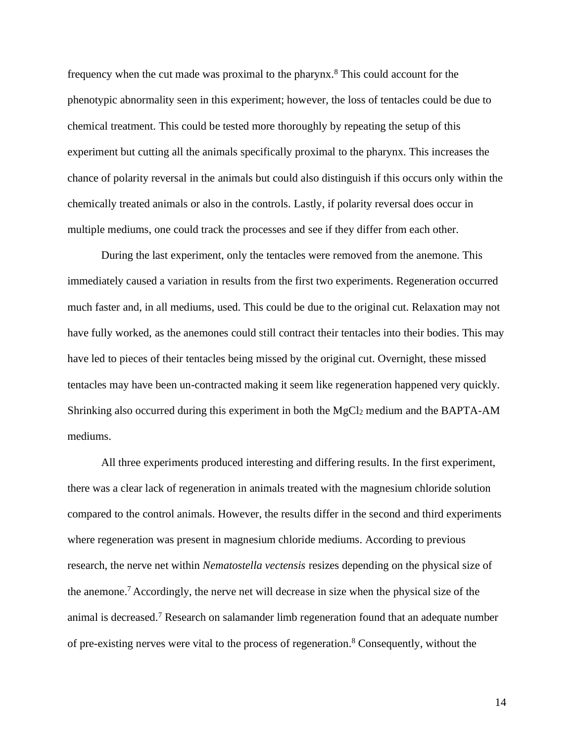frequency when the cut made was proximal to the pharynx.[8] This could account for the phenotypic abnormality seen in this experiment; however, the loss of tentacles could be due to chemical treatment. This could be tested more thoroughly by repeating the setup of this experiment but cutting all the animals specifically proximal to the pharynx. This increases the chance of polarity reversal in the animals but could also distinguish if this occurs only within the chemically treated animals or also in the controls. Lastly, if polarity reversal does occur in multiple mediums, one could track the processes and see if they differ from each other.

During the last experiment, only the tentacles were removed from the anemone. This immediately caused a variation in results from the first two experiments. Regeneration occurred much faster and, in all mediums, used. This could be due to the original cut. Relaxation may not have fully worked, as the anemones could still contract their tentacles into their bodies. This may have led to pieces of their tentacles being missed by the original cut. Overnight, these missed tentacles may have been un-contracted making it seem like regeneration happened very quickly. Shrinking also occurred during this experiment in both the $MgCl_2$ medium and the BAPTA-AM mediums.

All three experiments produced interesting and differing results. In the first experiment, there was a clear lack of regeneration in animals treated with the magnesium chloride solution compared to the control animals. However, the results differ in the second and third experiments where regeneration was present in magnesium chloride mediums. According to previous research, the nerve net within *Nematostella vectensis* resizes depending on the physical size of the anemone.[7] Accordingly, the nerve net will decrease in size when the physical size of the animal is decreased.[7] Research on salamander limb regeneration found that an adequate number of pre-existing nerves were vital to the process of regeneration.[8] Consequently, without the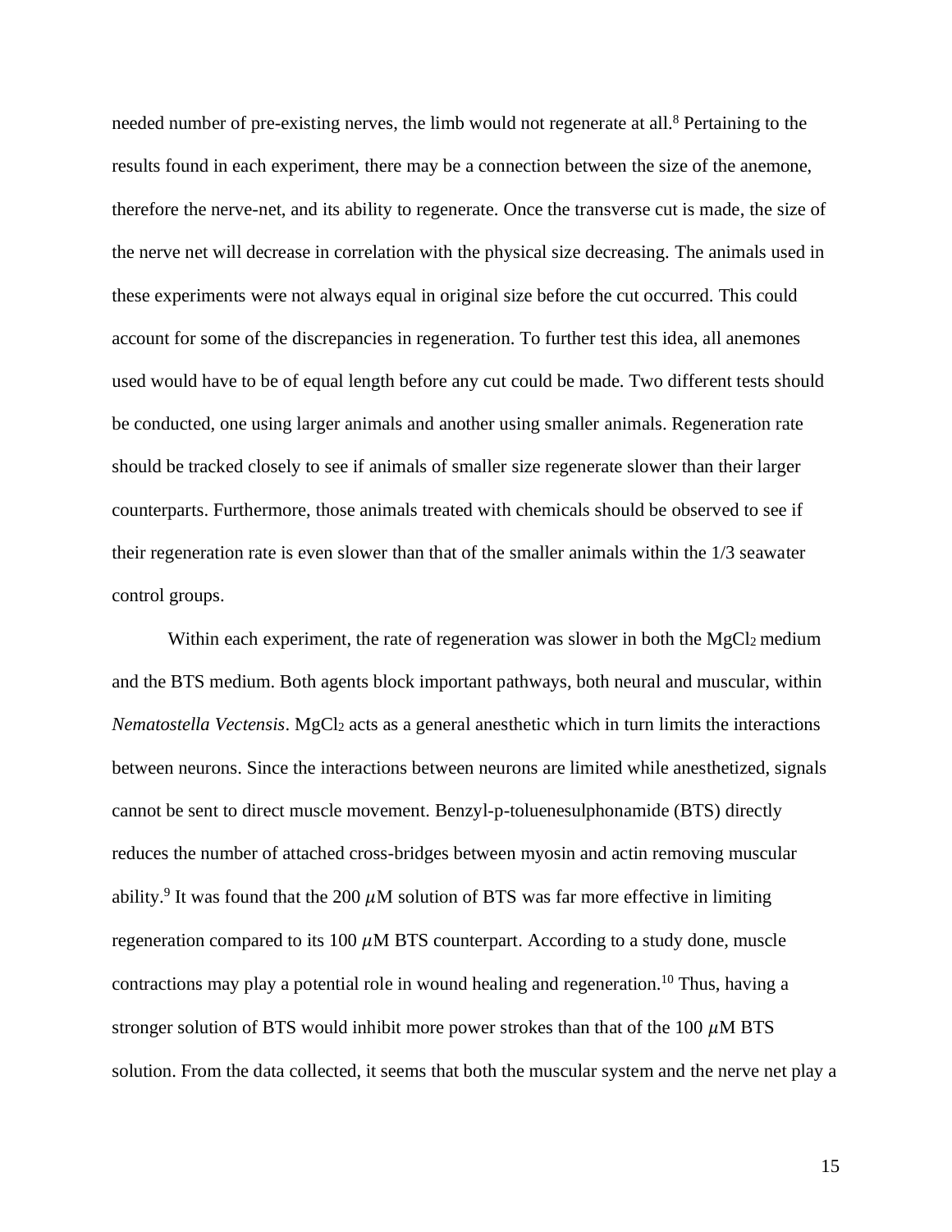needed number of pre-existing nerves, the limb would not regenerate at all.[8] Pertaining to the results found in each experiment, there may be a connection between the size of the anemone, therefore the nerve-net, and its ability to regenerate. Once the transverse cut is made, the size of the nerve net will decrease in correlation with the physical size decreasing. The animals used in these experiments were not always equal in original size before the cut occurred. This could account for some of the discrepancies in regeneration. To further test this idea, all anemones used would have to be of equal length before any cut could be made. Two different tests should be conducted, one using larger animals and another using smaller animals. Regeneration rate should be tracked closely to see if animals of smaller size regenerate slower than their larger counterparts. Furthermore, those animals treated with chemicals should be observed to see if their regeneration rate is even slower than that of the smaller animals within the 1/3 seawater control groups.

Within each experiment, the rate of regeneration was slower in both the $MgCl_2$ medium and the BTS medium. Both agents block important pathways, both neural and muscular, within *Nematostella Vectensis*. $MgCl_2$ acts as a general anesthetic which in turn limits the interactions between neurons. Since the interactions between neurons are limited while anesthetized, signals cannot be sent to direct muscle movement. Benzyl-p-toluenesulphonamide (BTS) directly reduces the number of attached cross-bridges between myosin and actin removing muscular ability.[9] It was found that the 200 $\mu$M solution of BTS was far more effective in limiting regeneration compared to its 100 $\mu$M BTS counterpart. According to a study done, muscle contractions may play a potential role in wound healing and regeneration.[10] Thus, having a stronger solution of BTS would inhibit more power strokes than that of the 100 $\mu$M BTS solution. From the data collected, it seems that both the muscular system and the nerve net play a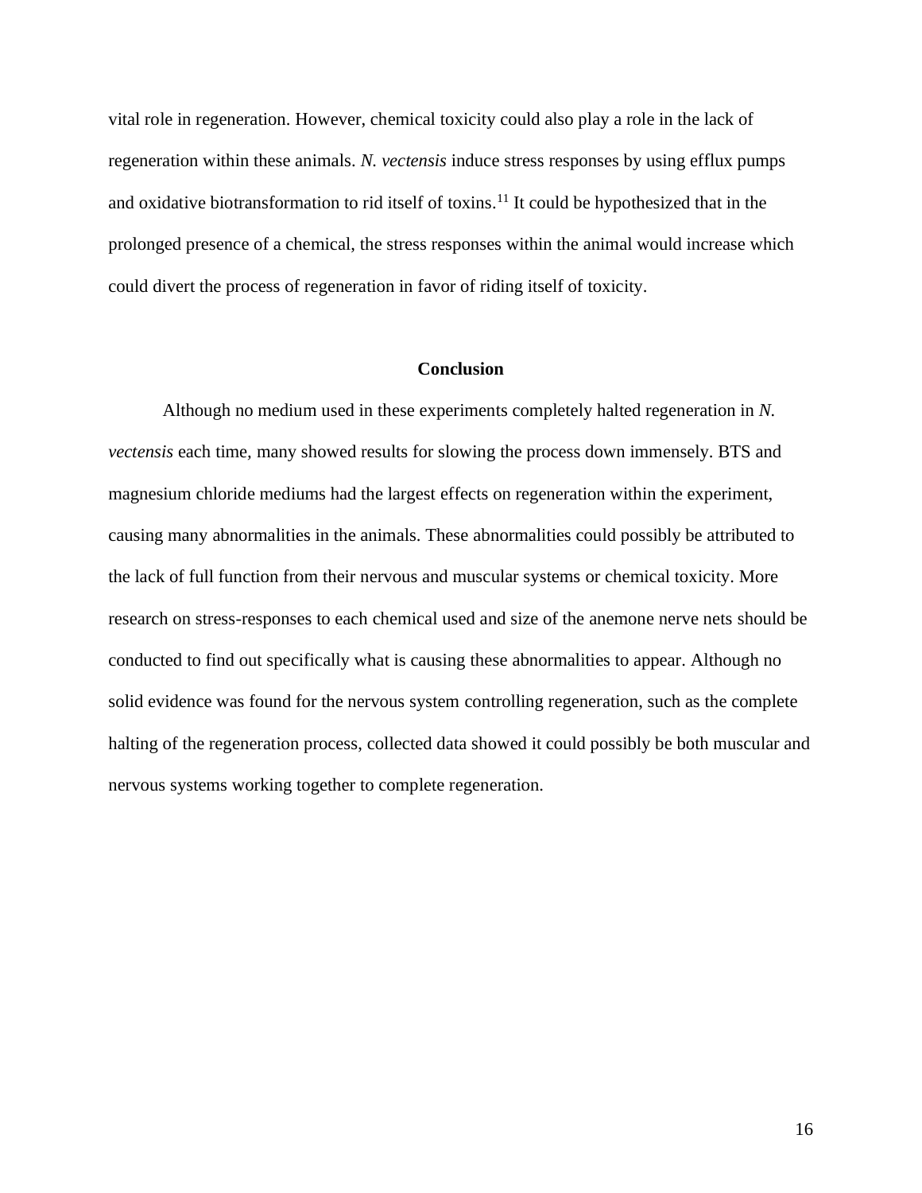vital role in regeneration. However, chemical toxicity could also play a role in the lack of regeneration within these animals. *N. vectensis* induce stress responses by using efflux pumps and oxidative biotransformation to rid itself of toxins.[11] It could be hypothesized that in the prolonged presence of a chemical, the stress responses within the animal would increase which could divert the process of regeneration in favor of riding itself of toxicity.

## Conclusion

Although no medium used in these experiments completely halted regeneration in *N. vectensis* each time, many showed results for slowing the process down immensely. BTS and magnesium chloride mediums had the largest effects on regeneration within the experiment, causing many abnormalities in the animals. These abnormalities could possibly be attributed to the lack of full function from their nervous and muscular systems or chemical toxicity. More research on stress-responses to each chemical used and size of the anemone nerve nets should be conducted to find out specifically what is causing these abnormalities to appear. Although no solid evidence was found for the nervous system controlling regeneration, such as the complete halting of the regeneration process, collected data showed it could possibly be both muscular and nervous systems working together to complete regeneration.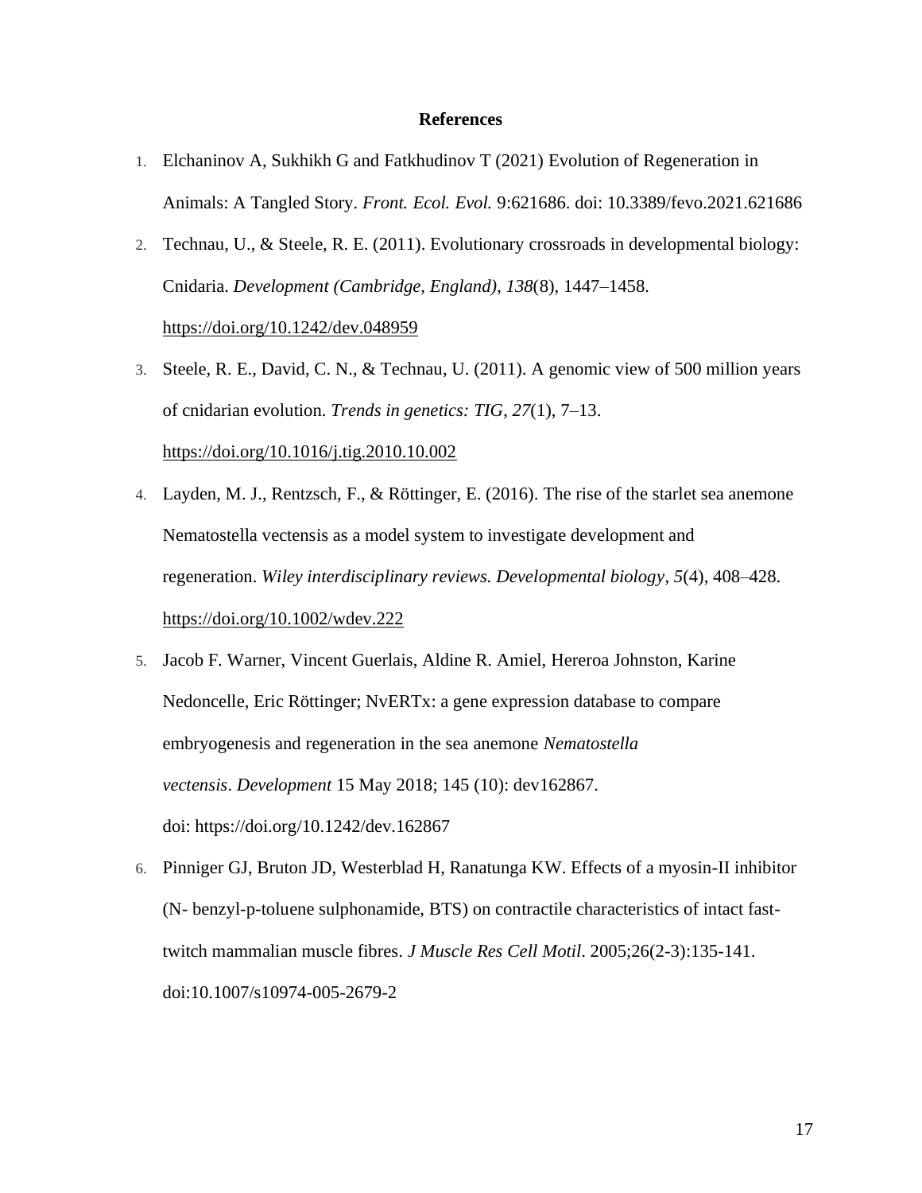## References

1. Elchaninov A, Sukhikh G and Fatkhudinov T (2021) Evolution of Regeneration in Animals: A Tangled Story. *Front. Ecol. Evol.* 9:621686. doi: 10.3389/fevo.2021.621686
2. Technau, U., & Steele, R. E. (2011). Evolutionary crossroads in developmental biology: Cnidaria. *Development (Cambridge, England)*, *138*(8), 1447–1458. https://doi.org/10.1242/dev.048959
3. Steele, R. E., David, C. N., & Technau, U. (2011). A genomic view of 500 million years of cnidarian evolution. *Trends in genetics: TIG*, *27*(1), 7–13. https://doi.org/10.1016/j.tig.2010.10.002
4. Layden, M. J., Rentzsch, F., & Röttinger, E. (2016). The rise of the starlet sea anemone Nematostella vectensis as a model system to investigate development and regeneration. *Wiley interdisciplinary reviews. Developmental biology*, *5*(4), 408–428. https://doi.org/10.1002/wdev.222
5. Jacob F. Warner, Vincent Guerlais, Aldine R. Amiel, Hereroa Johnston, Karine Nedoncelle, Eric Röttinger; NvERTx: a gene expression database to compare embryogenesis and regeneration in the sea anemone *Nematostella vectensis*. *Development* 15 May 2018; 145 (10): dev162867. doi: https://doi.org/10.1242/dev.162867
6. Pinniger GJ, Bruton JD, Westerblad H, Ranatunga KW. Effects of a myosin-II inhibitor (N- benzyl-p-toluene sulphonamide, BTS) on contractile characteristics of intact fast-twitch mammalian muscle fibres. *J Muscle Res Cell Motil*. 2005;26(2-3):135-141. doi:10.1007/s10974-005-2679-2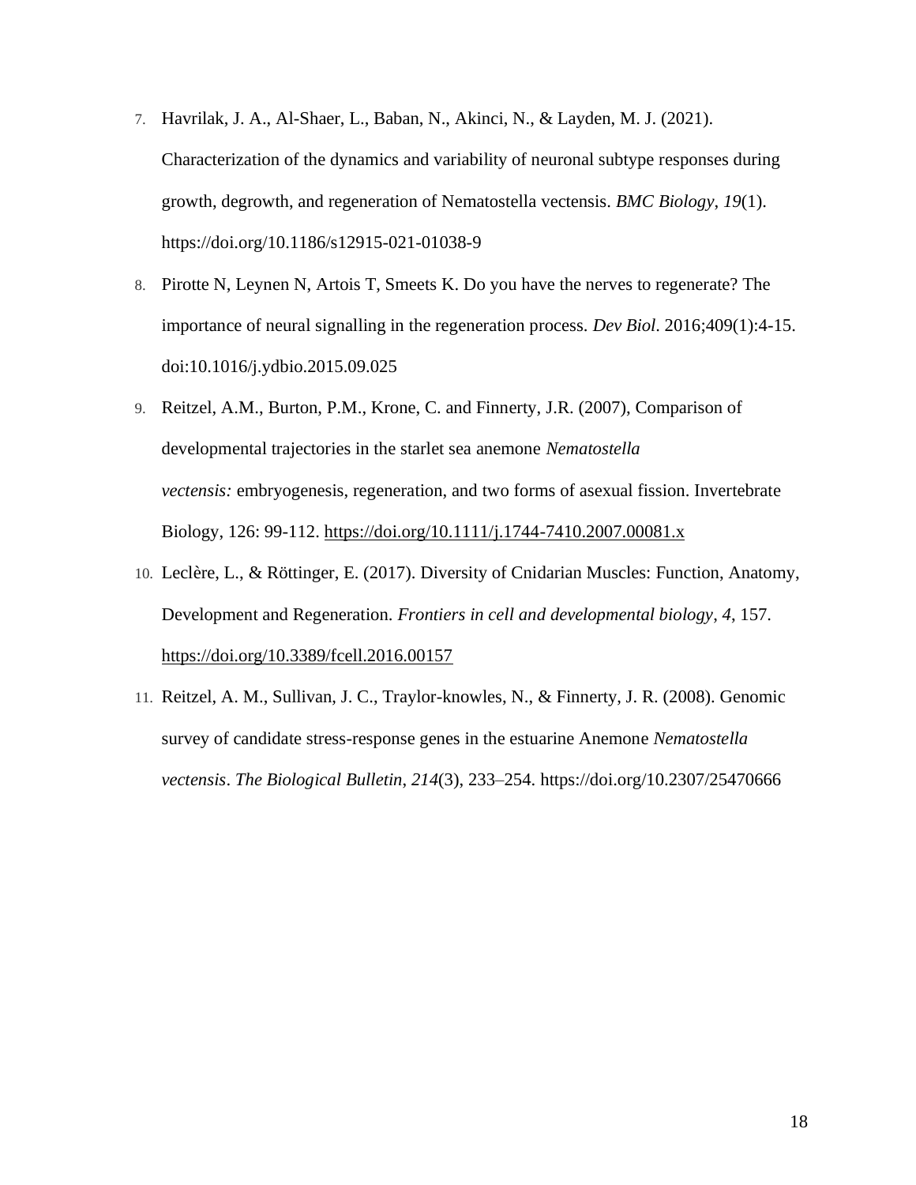7. Havrilak, J. A., Al-Shaer, L., Baban, N., Akinci, N., & Layden, M. J. (2021). Characterization of the dynamics and variability of neuronal subtype responses during growth, degrowth, and regeneration of Nematostella vectensis. *BMC Biology*, *19*(1). https://doi.org/10.1186/s12915-021-01038-9
8. Pirotte N, Leynen N, Artois T, Smeets K. Do you have the nerves to regenerate? The importance of neural signalling in the regeneration process. *Dev Biol*. 2016;409(1):4-15. doi:10.1016/j.ydbio.2015.09.025
9. Reitzel, A.M., Burton, P.M., Krone, C. and Finnerty, J.R. (2007), Comparison of developmental trajectories in the starlet sea anemone *Nematostella vectensis:* embryogenesis, regeneration, and two forms of asexual fission. Invertebrate Biology, 126: 99-112. https://doi.org/10.1111/j.1744-7410.2007.00081.x
10. Leclère, L., & Röttinger, E. (2017). Diversity of Cnidarian Muscles: Function, Anatomy, Development and Regeneration. *Frontiers in cell and developmental biology*, *4*, 157. https://doi.org/10.3389/fcell.2016.00157
11. Reitzel, A. M., Sullivan, J. C., Traylor-knowles, N., & Finnerty, J. R. (2008). Genomic survey of candidate stress-response genes in the estuarine Anemone *Nematostella vectensis*. *The Biological Bulletin, 214*(3), 233–254. https://doi.org/10.2307/25470666